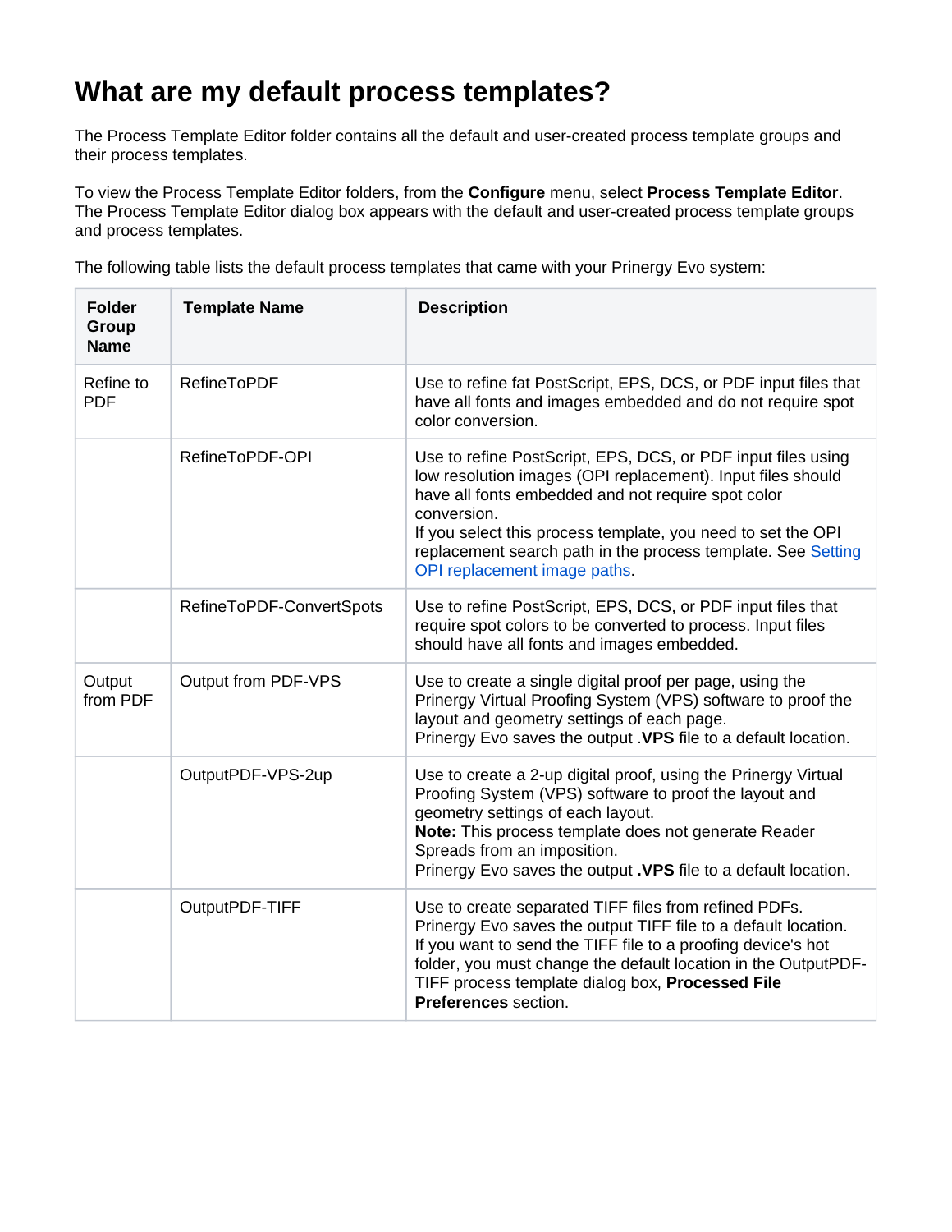# What are my default process templates?

The Process Template Editor folder contains all the default and user-created process template groups and their process templates.

To view the Process Template Editor folders, from the **Configure** menu, select **Process Template Editor**. The Process Template Editor dialog box appears with the default and user-created process template groups and process templates.

The following table lists the default process templates that came with your Prinergy Evo system:

| Folder Group Name | Template Name | Description |
|---|---|---|
| Refine to PDF | RefineToPDF | Use to refine fat PostScript, EPS, DCS, or PDF input files that have all fonts and images embedded and do not require spot color conversion. |
| | RefineToPDF-OPI | Use to refine PostScript, EPS, DCS, or PDF input files using low resolution images (OPI replacement). Input files should have all fonts embedded and not require spot color conversion.<br>If you select this process template, you need to set the OPI replacement search path in the process template. See Setting OPI replacement image paths. |
| | RefineToPDF-ConvertSpots | Use to refine PostScript, EPS, DCS, or PDF input files that require spot colors to be converted to process. Input files should have all fonts and images embedded. |
| Output from PDF | Output from PDF-VPS | Use to create a single digital proof per page, using the Prinergy Virtual Proofing System (VPS) software to proof the layout and geometry settings of each page.<br>Prinergy Evo saves the output .**VPS** file to a default location. |
| | OutputPDF-VPS-2up | Use to create a 2-up digital proof, using the Prinergy Virtual Proofing System (VPS) software to proof the layout and geometry settings of each layout.<br>**Note:** This process template does not generate Reader Spreads from an imposition.<br>Prinergy Evo saves the output **.VPS** file to a default location. |
| | OutputPDF-TIFF | Use to create separated TIFF files from refined PDFs. Prinergy Evo saves the output TIFF file to a default location. If you want to send the TIFF file to a proofing device's hot folder, you must change the default location in the OutputPDF-TIFF process template dialog box, **Processed File Preferences** section. |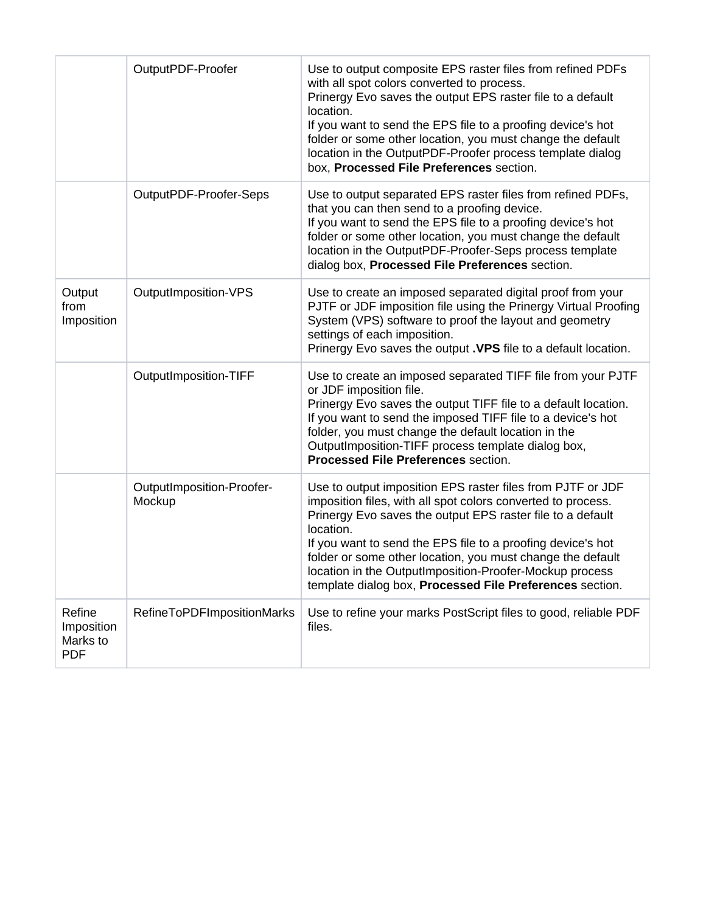| | | |
|---|---|---|
| | OutputPDF-Proofer | Use to output composite EPS raster files from refined PDFs with all spot colors converted to process.<br>Prinergy Evo saves the output EPS raster file to a default location.<br>If you want to send the EPS file to a proofing device's hot folder or some other location, you must change the default location in the OutputPDF-Proofer process template dialog box, **Processed File Preferences** section. |
| | OutputPDF-Proofer-Seps | Use to output separated EPS raster files from refined PDFs, that you can then send to a proofing device.<br>If you want to send the EPS file to a proofing device's hot folder or some other location, you must change the default location in the OutputPDF-Proofer-Seps process template dialog box, **Processed File Preferences** section. |
| Output from Imposition | OutputImposition-VPS | Use to create an imposed separated digital proof from your PJTF or JDF imposition file using the Prinergy Virtual Proofing System (VPS) software to proof the layout and geometry settings of each imposition.<br>Prinergy Evo saves the output **.VPS** file to a default location. |
| | OutputImposition-TIFF | Use to create an imposed separated TIFF file from your PJTF or JDF imposition file.<br>Prinergy Evo saves the output TIFF file to a default location.<br>If you want to send the imposed TIFF file to a device's hot folder, you must change the default location in the OutputImposition-TIFF process template dialog box, **Processed File Preferences** section. |
| | OutputImposition-Proofer-Mockup | Use to output imposition EPS raster files from PJTF or JDF imposition files, with all spot colors converted to process.<br>Prinergy Evo saves the output EPS raster file to a default location.<br>If you want to send the EPS file to a proofing device's hot folder or some other location, you must change the default location in the OutputImposition-Proofer-Mockup process template dialog box, **Processed File Preferences** section. |
| Refine Imposition Marks to PDF | RefineToPDFImpositionMarks | Use to refine your marks PostScript files to good, reliable PDF files. |